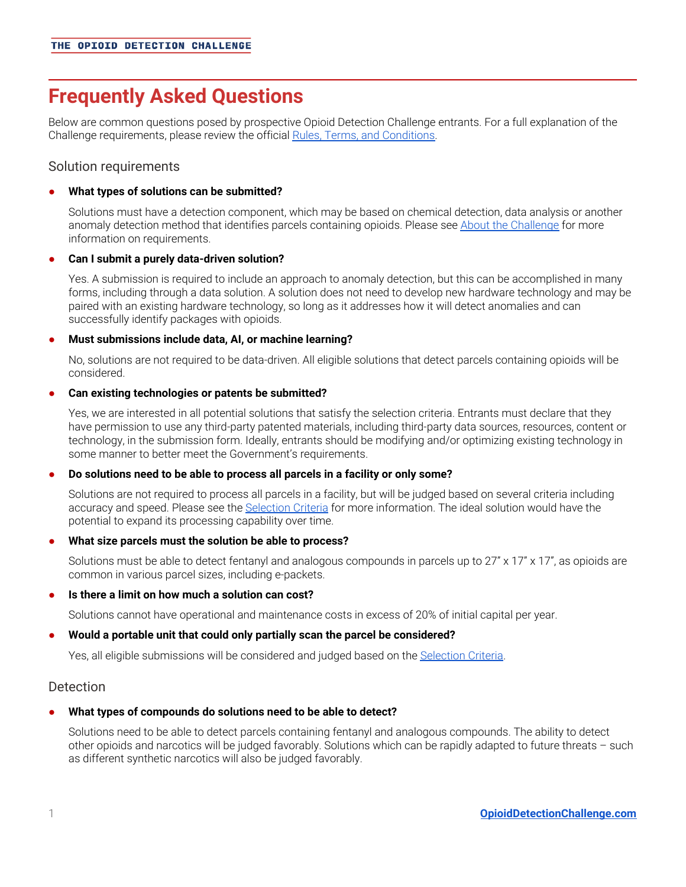# Frequently Asked Questions

Below are common questions posed by prospective Opioid Detection Challenge entrants. For a full explanation of the Challenge requirements, please review the official Rules, Terms, and Conditions.

## Solution requirements

- **What types of solutions can be submitted?**

  Solutions must have a detection component, which may be based on chemical detection, data analysis or another anomaly detection method that identifies parcels containing opioids. Please see About the Challenge for more information on requirements.

- **Can I submit a purely data-driven solution?**

  Yes. A submission is required to include an approach to anomaly detection, but this can be accomplished in many forms, including through a data solution. A solution does not need to develop new hardware technology and may be paired with an existing hardware technology, so long as it addresses how it will detect anomalies and can successfully identify packages with opioids.

- **Must submissions include data, AI, or machine learning?**

  No, solutions are not required to be data-driven. All eligible solutions that detect parcels containing opioids will be considered.

- **Can existing technologies or patents be submitted?**

  Yes, we are interested in all potential solutions that satisfy the selection criteria. Entrants must declare that they have permission to use any third-party patented materials, including third-party data sources, resources, content or technology, in the submission form. Ideally, entrants should be modifying and/or optimizing existing technology in some manner to better meet the Government's requirements.

- **Do solutions need to be able to process all parcels in a facility or only some?**

  Solutions are not required to process all parcels in a facility, but will be judged based on several criteria including accuracy and speed. Please see the Selection Criteria for more information. The ideal solution would have the potential to expand its processing capability over time.

- **What size parcels must the solution be able to process?**

  Solutions must be able to detect fentanyl and analogous compounds in parcels up to 27" x 17" x 17", as opioids are common in various parcel sizes, including e-packets.

- **Is there a limit on how much a solution can cost?**

  Solutions cannot have operational and maintenance costs in excess of 20% of initial capital per year.

- **Would a portable unit that could only partially scan the parcel be considered?**

  Yes, all eligible submissions will be considered and judged based on the Selection Criteria.

## Detection

- **What types of compounds do solutions need to be able to detect?**

  Solutions need to be able to detect parcels containing fentanyl and analogous compounds. The ability to detect other opioids and narcotics will be judged favorably. Solutions which can be rapidly adapted to future threats – such as different synthetic narcotics will also be judged favorably.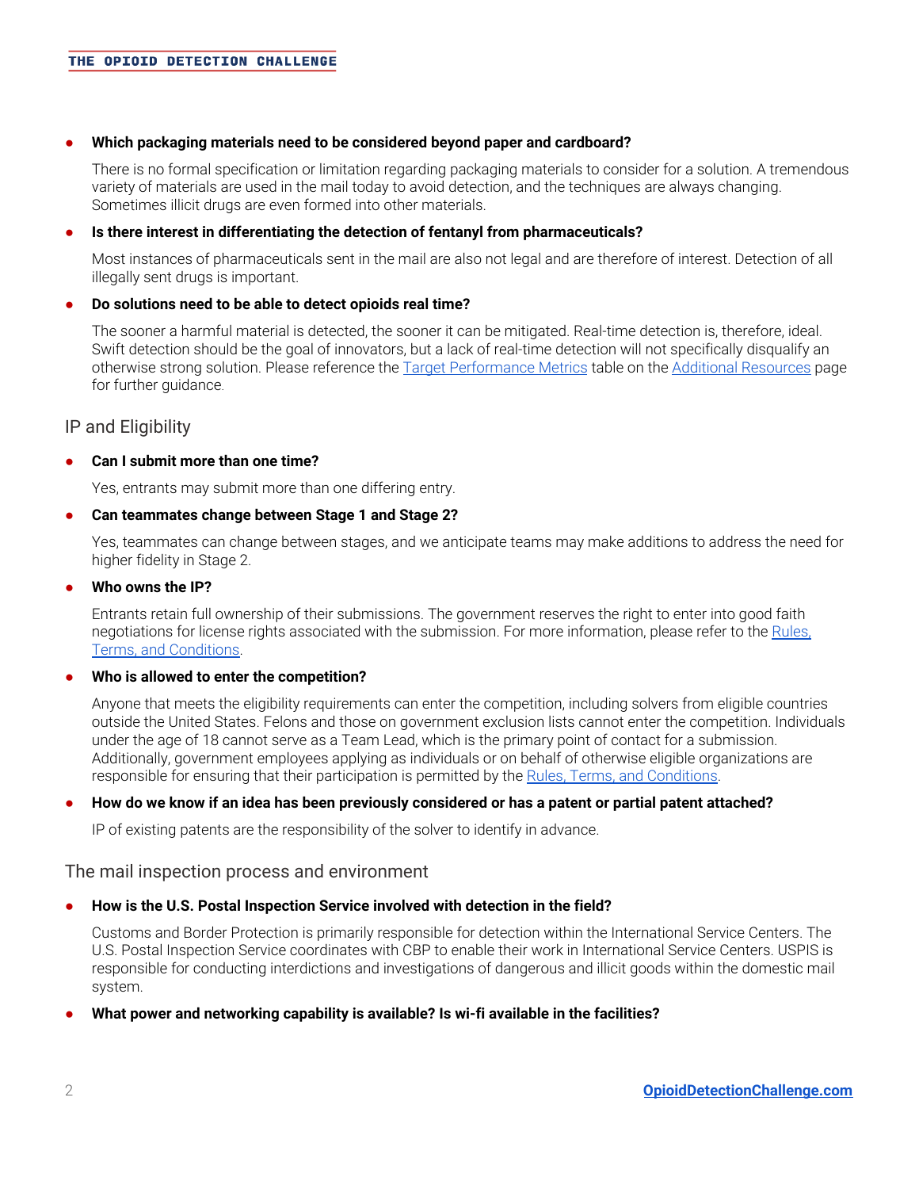- **Which packaging materials need to be considered beyond paper and cardboard?**

  There is no formal specification or limitation regarding packaging materials to consider for a solution. A tremendous variety of materials are used in the mail today to avoid detection, and the techniques are always changing. Sometimes illicit drugs are even formed into other materials.

- **Is there interest in differentiating the detection of fentanyl from pharmaceuticals?**

  Most instances of pharmaceuticals sent in the mail are also not legal and are therefore of interest. Detection of all illegally sent drugs is important.

- **Do solutions need to be able to detect opioids real time?**

  The sooner a harmful material is detected, the sooner it can be mitigated. Real-time detection is, therefore, ideal. Swift detection should be the goal of innovators, but a lack of real-time detection will not specifically disqualify an otherwise strong solution. Please reference the Target Performance Metrics table on the Additional Resources page for further guidance.

## IP and Eligibility

- **Can I submit more than one time?**

  Yes, entrants may submit more than one differing entry.

- **Can teammates change between Stage 1 and Stage 2?**

  Yes, teammates can change between stages, and we anticipate teams may make additions to address the need for higher fidelity in Stage 2.

- **Who owns the IP?**

  Entrants retain full ownership of their submissions. The government reserves the right to enter into good faith negotiations for license rights associated with the submission. For more information, please refer to the Rules, Terms, and Conditions.

- **Who is allowed to enter the competition?**

  Anyone that meets the eligibility requirements can enter the competition, including solvers from eligible countries outside the United States. Felons and those on government exclusion lists cannot enter the competition. Individuals under the age of 18 cannot serve as a Team Lead, which is the primary point of contact for a submission. Additionally, government employees applying as individuals or on behalf of otherwise eligible organizations are responsible for ensuring that their participation is permitted by the Rules, Terms, and Conditions.

- **How do we know if an idea has been previously considered or has a patent or partial patent attached?**

  IP of existing patents are the responsibility of the solver to identify in advance.

## The mail inspection process and environment

- **How is the U.S. Postal Inspection Service involved with detection in the field?**

  Customs and Border Protection is primarily responsible for detection within the International Service Centers. The U.S. Postal Inspection Service coordinates with CBP to enable their work in International Service Centers. USPIS is responsible for conducting interdictions and investigations of dangerous and illicit goods within the domestic mail system.

- **What power and networking capability is available? Is wi-fi available in the facilities?**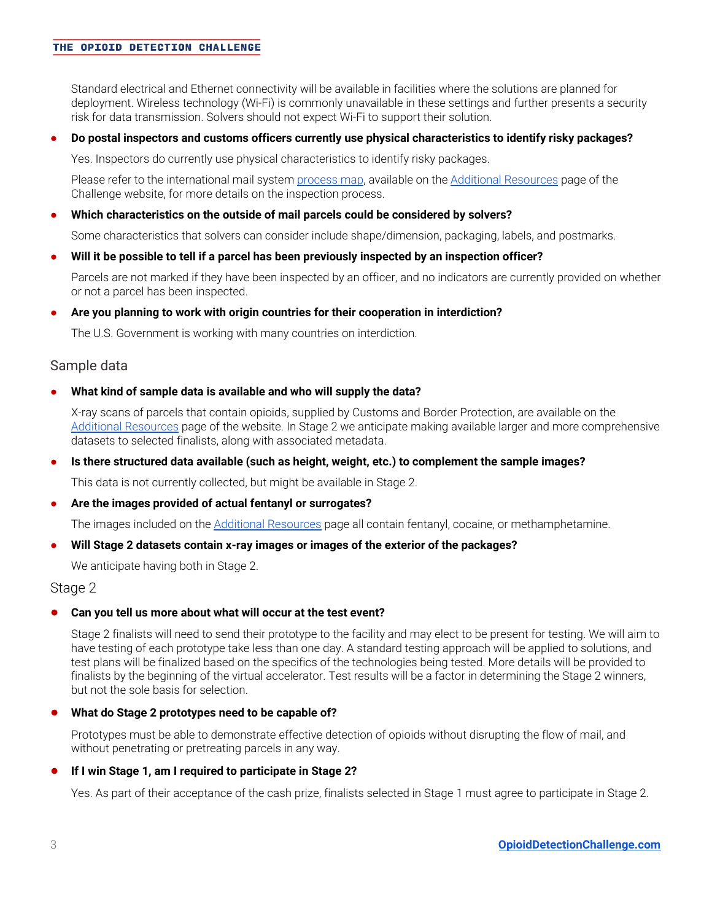Standard electrical and Ethernet connectivity will be available in facilities where the solutions are planned for deployment. Wireless technology (Wi-Fi) is commonly unavailable in these settings and further presents a security risk for data transmission. Solvers should not expect Wi-Fi to support their solution.

- **Do postal inspectors and customs officers currently use physical characteristics to identify risky packages?**

  Yes. Inspectors do currently use physical characteristics to identify risky packages.

  Please refer to the international mail system process map, available on the Additional Resources page of the Challenge website, for more details on the inspection process.

- **Which characteristics on the outside of mail parcels could be considered by solvers?**

  Some characteristics that solvers can consider include shape/dimension, packaging, labels, and postmarks.

- **Will it be possible to tell if a parcel has been previously inspected by an inspection officer?**

  Parcels are not marked if they have been inspected by an officer, and no indicators are currently provided on whether or not a parcel has been inspected.

- **Are you planning to work with origin countries for their cooperation in interdiction?**

  The U.S. Government is working with many countries on interdiction.

## Sample data

- **What kind of sample data is available and who will supply the data?**

  X-ray scans of parcels that contain opioids, supplied by Customs and Border Protection, are available on the Additional Resources page of the website. In Stage 2 we anticipate making available larger and more comprehensive datasets to selected finalists, along with associated metadata.

- **Is there structured data available (such as height, weight, etc.) to complement the sample images?**

  This data is not currently collected, but might be available in Stage 2.

- **Are the images provided of actual fentanyl or surrogates?**

  The images included on the Additional Resources page all contain fentanyl, cocaine, or methamphetamine.

- **Will Stage 2 datasets contain x-ray images or images of the exterior of the packages?**

  We anticipate having both in Stage 2.

## Stage 2

- **Can you tell us more about what will occur at the test event?**

  Stage 2 finalists will need to send their prototype to the facility and may elect to be present for testing. We will aim to have testing of each prototype take less than one day. A standard testing approach will be applied to solutions, and test plans will be finalized based on the specifics of the technologies being tested. More details will be provided to finalists by the beginning of the virtual accelerator. Test results will be a factor in determining the Stage 2 winners, but not the sole basis for selection.

- **What do Stage 2 prototypes need to be capable of?**

  Prototypes must be able to demonstrate effective detection of opioids without disrupting the flow of mail, and without penetrating or pretreating parcels in any way.

- **If I win Stage 1, am I required to participate in Stage 2?**

  Yes. As part of their acceptance of the cash prize, finalists selected in Stage 1 must agree to participate in Stage 2.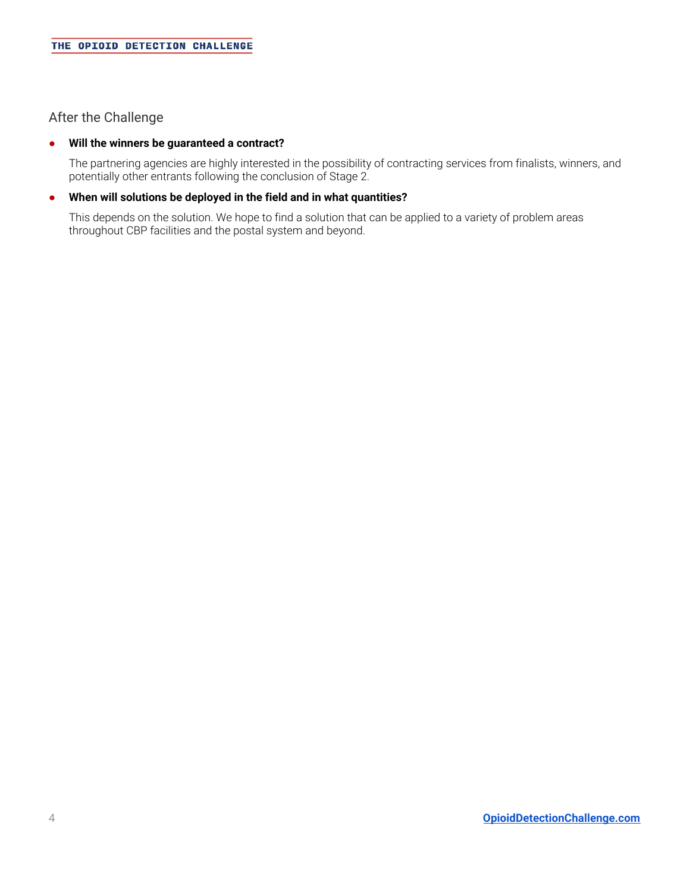## After the Challenge

- **Will the winners be guaranteed a contract?**

  The partnering agencies are highly interested in the possibility of contracting services from finalists, winners, and potentially other entrants following the conclusion of Stage 2.

- **When will solutions be deployed in the field and in what quantities?**

  This depends on the solution. We hope to find a solution that can be applied to a variety of problem areas throughout CBP facilities and the postal system and beyond.